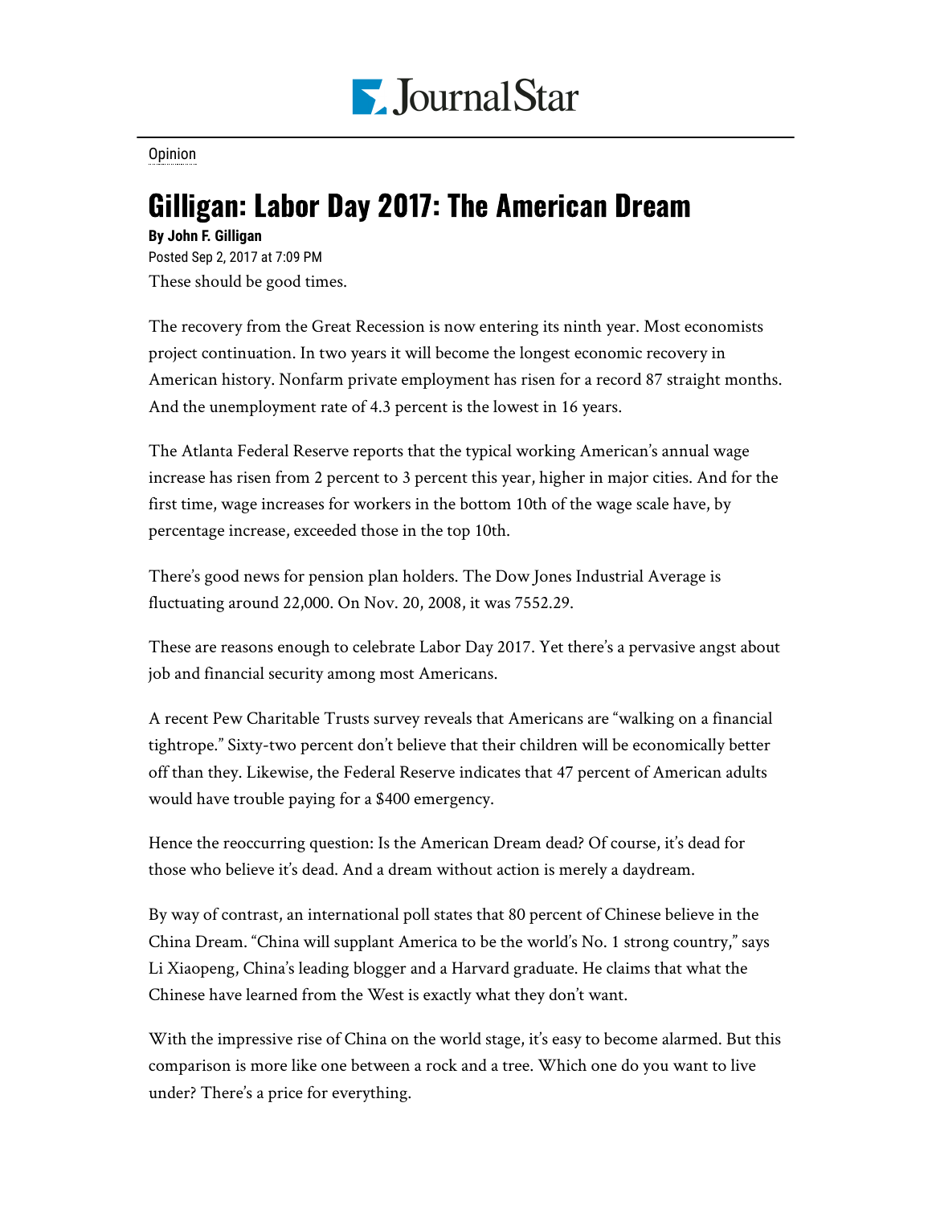Opinion

# Gilligan: Labor Day 2017: The American Dream

**By John F. Gilligan**

Posted Sep 2, 2017 at 7:09 PM

These should be good times.

The recovery from the Great Recession is now entering its ninth year. Most economists project continuation. In two years it will become the longest economic recovery in American history. Nonfarm private employment has risen for a record 87 straight months. And the unemployment rate of 4.3 percent is the lowest in 16 years.

The Atlanta Federal Reserve reports that the typical working American's annual wage increase has risen from 2 percent to 3 percent this year, higher in major cities. And for the first time, wage increases for workers in the bottom 10th of the wage scale have, by percentage increase, exceeded those in the top 10th.

There's good news for pension plan holders. The Dow Jones Industrial Average is fluctuating around 22,000. On Nov. 20, 2008, it was 7552.29.

These are reasons enough to celebrate Labor Day 2017. Yet there's a pervasive angst about job and financial security among most Americans.

A recent Pew Charitable Trusts survey reveals that Americans are "walking on a financial tightrope." Sixty-two percent don't believe that their children will be economically better off than they. Likewise, the Federal Reserve indicates that 47 percent of American adults would have trouble paying for a $400 emergency.

Hence the reoccurring question: Is the American Dream dead? Of course, it's dead for those who believe it's dead. And a dream without action is merely a daydream.

By way of contrast, an international poll states that 80 percent of Chinese believe in the China Dream. "China will supplant America to be the world's No. 1 strong country," says Li Xiaopeng, China's leading blogger and a Harvard graduate. He claims that what the Chinese have learned from the West is exactly what they don't want.

With the impressive rise of China on the world stage, it's easy to become alarmed. But this comparison is more like one between a rock and a tree. Which one do you want to live under? There's a price for everything.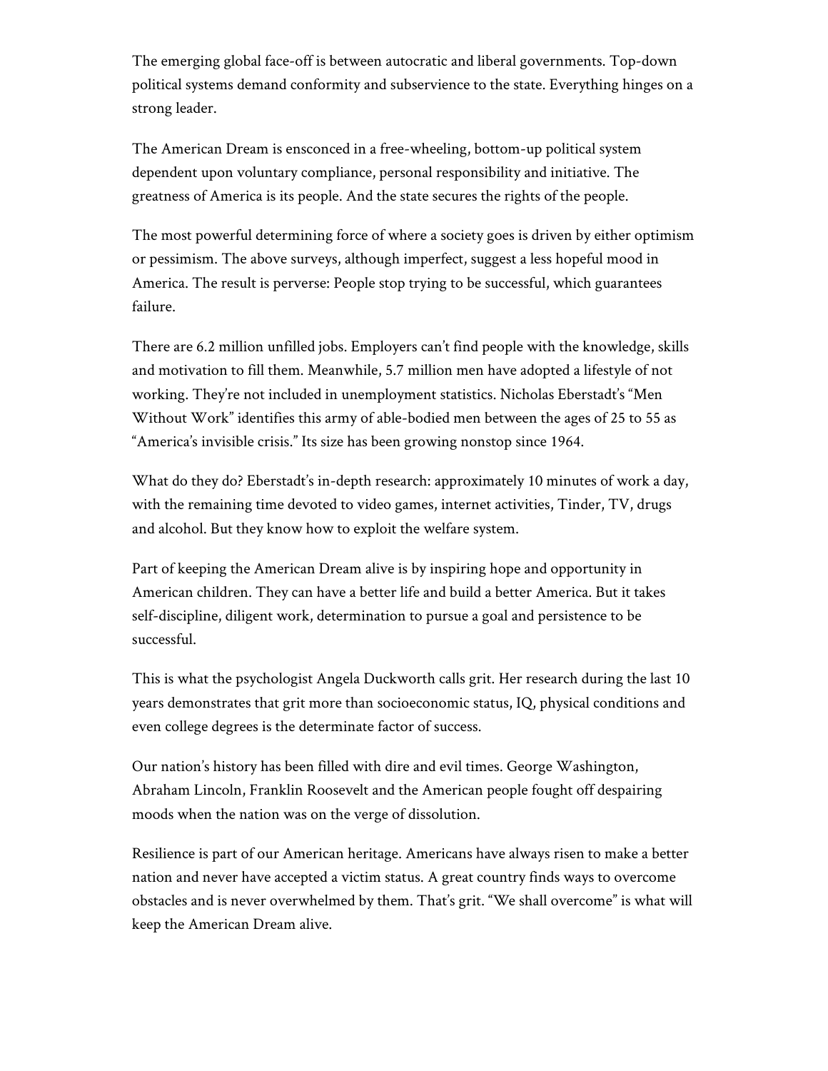The emerging global face-off is between autocratic and liberal governments. Top-down political systems demand conformity and subservience to the state. Everything hinges on a strong leader.

The American Dream is ensconced in a free-wheeling, bottom-up political system dependent upon voluntary compliance, personal responsibility and initiative. The greatness of America is its people. And the state secures the rights of the people.

The most powerful determining force of where a society goes is driven by either optimism or pessimism. The above surveys, although imperfect, suggest a less hopeful mood in America. The result is perverse: People stop trying to be successful, which guarantees failure.

There are 6.2 million unfilled jobs. Employers can't find people with the knowledge, skills and motivation to fill them. Meanwhile, 5.7 million men have adopted a lifestyle of not working. They're not included in unemployment statistics. Nicholas Eberstadt's "Men Without Work" identifies this army of able-bodied men between the ages of 25 to 55 as "America's invisible crisis." Its size has been growing nonstop since 1964.

What do they do? Eberstadt's in-depth research: approximately 10 minutes of work a day, with the remaining time devoted to video games, internet activities, Tinder, TV, drugs and alcohol. But they know how to exploit the welfare system.

Part of keeping the American Dream alive is by inspiring hope and opportunity in American children. They can have a better life and build a better America. But it takes self-discipline, diligent work, determination to pursue a goal and persistence to be successful.

This is what the psychologist Angela Duckworth calls grit. Her research during the last 10 years demonstrates that grit more than socioeconomic status, IQ, physical conditions and even college degrees is the determinate factor of success.

Our nation's history has been filled with dire and evil times. George Washington, Abraham Lincoln, Franklin Roosevelt and the American people fought off despairing moods when the nation was on the verge of dissolution.

Resilience is part of our American heritage. Americans have always risen to make a better nation and never have accepted a victim status. A great country finds ways to overcome obstacles and is never overwhelmed by them. That's grit. "We shall overcome" is what will keep the American Dream alive.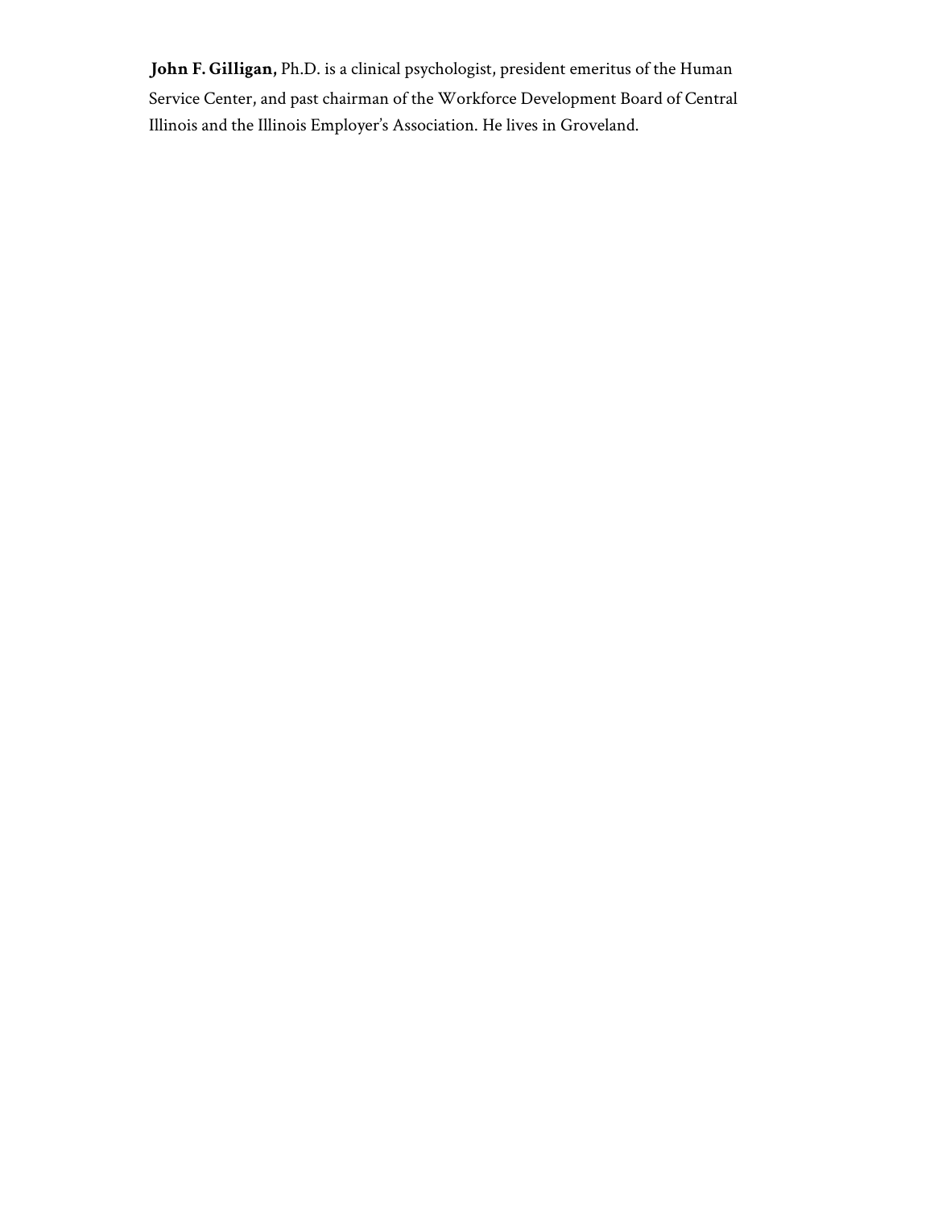**John F. Gilligan,** Ph.D. is a clinical psychologist, president emeritus of the Human Service Center, and past chairman of the Workforce Development Board of Central Illinois and the Illinois Employer's Association. He lives in Groveland.